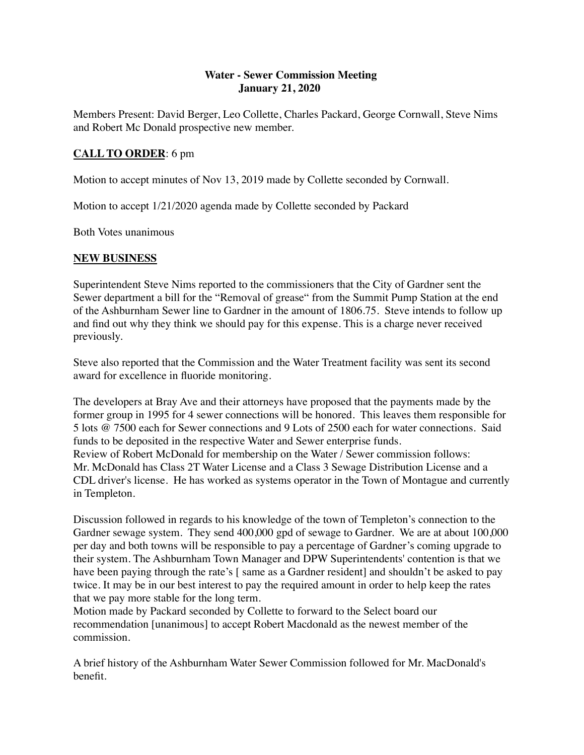**Water - Sewer Commission Meeting**
**January 21, 2020**

Members Present: David Berger, Leo Collette, Charles Packard, George Cornwall, Steve Nims and Robert Mc Donald prospective new member.

**CALL TO ORDER**: 6 pm

Motion to accept minutes of Nov 13, 2019 made by Collette seconded by Cornwall.

Motion to accept 1/21/2020 agenda made by Collette seconded by Packard

Both Votes unanimous

**NEW BUSINESS**

Superintendent Steve Nims reported to the commissioners that the City of Gardner sent the Sewer department a bill for the "Removal of grease" from the Summit Pump Station at the end of the Ashburnham Sewer line to Gardner in the amount of 1806.75. Steve intends to follow up and find out why they think we should pay for this expense. This is a charge never received previously.

Steve also reported that the Commission and the Water Treatment facility was sent its second award for excellence in fluoride monitoring.

The developers at Bray Ave and their attorneys have proposed that the payments made by the former group in 1995 for 4 sewer connections will be honored. This leaves them responsible for 5 lots @ 7500 each for Sewer connections and 9 Lots of 2500 each for water connections. Said funds to be deposited in the respective Water and Sewer enterprise funds.
Review of Robert McDonald for membership on the Water / Sewer commission follows: Mr. McDonald has Class 2T Water License and a Class 3 Sewage Distribution License and a CDL driver's license. He has worked as systems operator in the Town of Montague and currently in Templeton.

Discussion followed in regards to his knowledge of the town of Templeton's connection to the Gardner sewage system. They send 400,000 gpd of sewage to Gardner. We are at about 100,000 per day and both towns will be responsible to pay a percentage of Gardner's coming upgrade to their system. The Ashburnham Town Manager and DPW Superintendents' contention is that we have been paying through the rate's [ same as a Gardner resident] and shouldn't be asked to pay twice. It may be in our best interest to pay the required amount in order to help keep the rates that we pay more stable for the long term.
Motion made by Packard seconded by Collette to forward to the Select board our recommendation [unanimous] to accept Robert Macdonald as the newest member of the commission.

A brief history of the Ashburnham Water Sewer Commission followed for Mr. MacDonald's benefit.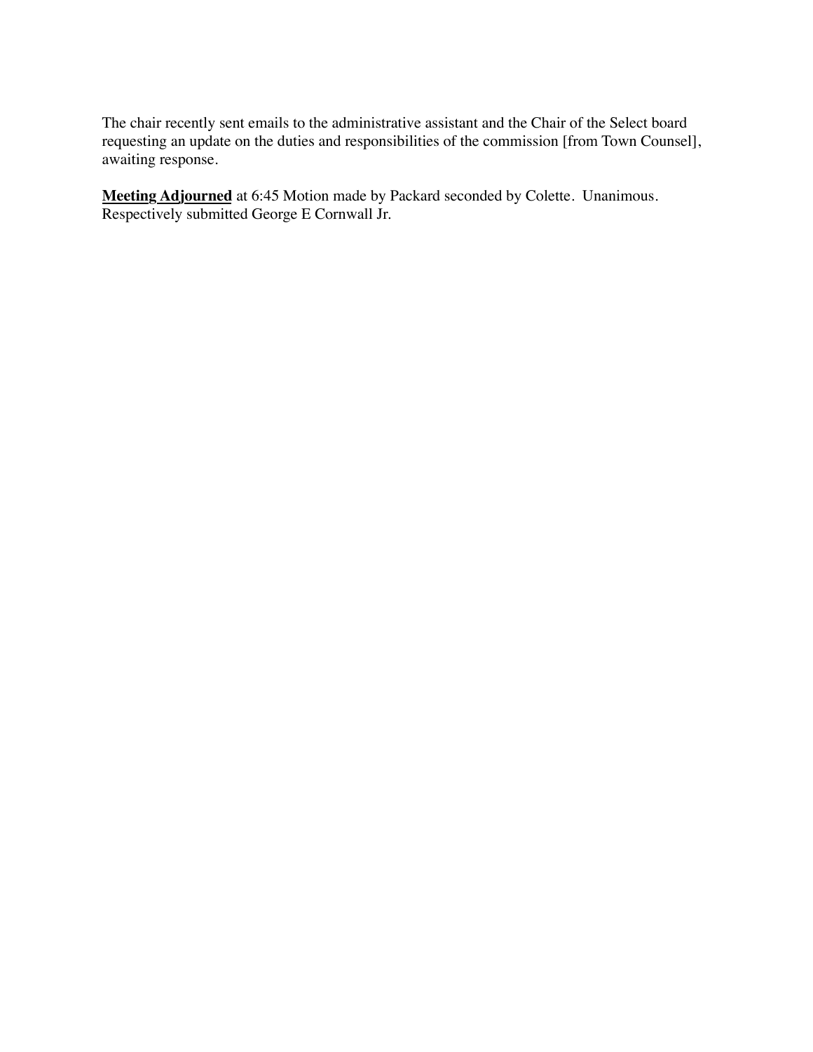The chair recently sent emails to the administrative assistant and the Chair of the Select board requesting an update on the duties and responsibilities of the commission [from Town Counsel], awaiting response.

**Meeting Adjourned** at 6:45 Motion made by Packard seconded by Colette. Unanimous.
Respectively submitted George E Cornwall Jr.